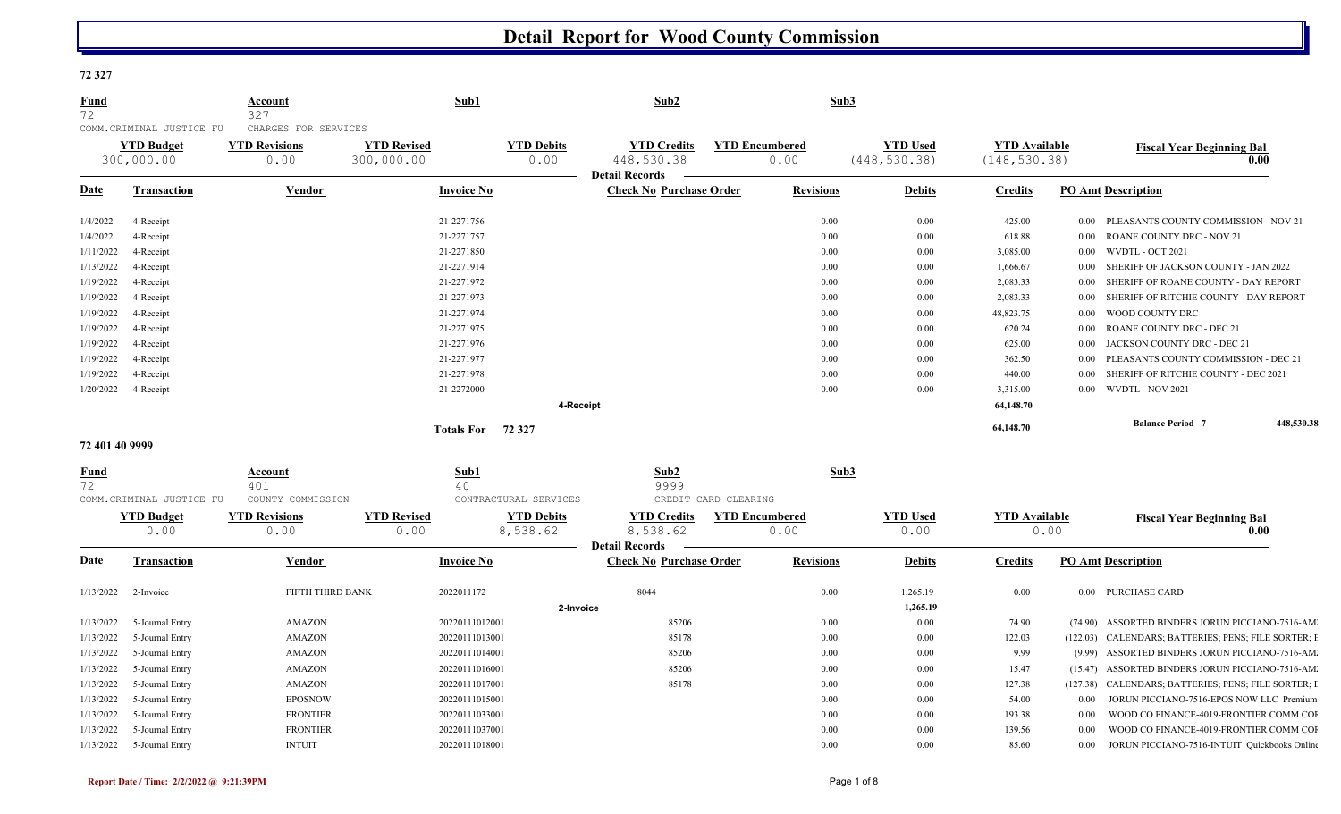# Detail Report for Wood County Commission

**72 327**

| Fund | Account | Sub1 | Sub2 | Sub3 |
|---|---|---|---|---|
| 72 | 327 | | | |
| COMM.CRIMINAL JUSTICE FU | CHARGES FOR SERVICES | | | |

| YTD Budget | YTD Revisions | YTD Revised | YTD Debits | YTD Credits | YTD Encumbered | YTD Used | YTD Available | Fiscal Year Beginning Bal |
|---|---|---|---|---|---|---|---|---|
| 300,000.00 | 0.00 | 300,000.00 | 0.00 | 448,530.38 | 0.00 | (448,530.38) | (148,530.38) | 0.00 |

**Detail Records**

| Date | Transaction | Vendor | Invoice No | Check No | Purchase Order | Revisions | Debits | Credits | PO Amt | Description |
|---|---|---|---|---|---|---|---|---|---|---|
| 1/4/2022 | 4-Receipt | | 21-2271756 | | | 0.00 | 0.00 | 425.00 | 0.00 | PLEASANTS COUNTY COMMISSION - NOV 21 |
| 1/4/2022 | 4-Receipt | | 21-2271757 | | | 0.00 | 0.00 | 618.88 | 0.00 | ROANE COUNTY DRC - NOV 21 |
| 1/11/2022 | 4-Receipt | | 21-2271850 | | | 0.00 | 0.00 | 3,085.00 | 0.00 | WVDTL - OCT 2021 |
| 1/13/2022 | 4-Receipt | | 21-2271914 | | | 0.00 | 0.00 | 1,666.67 | 0.00 | SHERIFF OF JACKSON COUNTY - JAN 2022 |
| 1/19/2022 | 4-Receipt | | 21-2271972 | | | 0.00 | 0.00 | 2,083.33 | 0.00 | SHERIFF OF ROANE COUNTY - DAY REPORT |
| 1/19/2022 | 4-Receipt | | 21-2271973 | | | 0.00 | 0.00 | 2,083.33 | 0.00 | SHERIFF OF RITCHIE COUNTY - DAY REPORT |
| 1/19/2022 | 4-Receipt | | 21-2271974 | | | 0.00 | 0.00 | 48,823.75 | 0.00 | WOOD COUNTY DRC |
| 1/19/2022 | 4-Receipt | | 21-2271975 | | | 0.00 | 0.00 | 620.24 | 0.00 | ROANE COUNTY DRC - DEC 21 |
| 1/19/2022 | 4-Receipt | | 21-2271976 | | | 0.00 | 0.00 | 625.00 | 0.00 | JACKSON COUNTY DRC - DEC 21 |
| 1/19/2022 | 4-Receipt | | 21-2271977 | | | 0.00 | 0.00 | 362.50 | 0.00 | PLEASANTS COUNTY COMMISSION - DEC 21 |
| 1/19/2022 | 4-Receipt | | 21-2271978 | | | 0.00 | 0.00 | 440.00 | 0.00 | SHERIFF OF RITCHIE COUNTY - DEC 2021 |
| 1/20/2022 | 4-Receipt | | 21-2272000 | | | 0.00 | 0.00 | 3,315.00 | 0.00 | WVDTL - NOV 2021 |
| | | | | 4-Receipt | | | | 64,148.70 | | |
| | | | Totals For 72 327 | | | | | 64,148.70 | | Balance Period 7 448,530.38 |

**72 401 40 9999**

| Fund | Account | Sub1 | Sub2 | Sub3 |
|---|---|---|---|---|
| 72 | 401 | 40 | 9999 | |
| COMM.CRIMINAL JUSTICE FU | COUNTY COMMISSION | CONTRACTURAL SERVICES | CREDIT CARD CLEARING | |

| YTD Budget | YTD Revisions | YTD Revised | YTD Debits | YTD Credits | YTD Encumbered | YTD Used | YTD Available | Fiscal Year Beginning Bal |
|---|---|---|---|---|---|---|---|---|
| 0.00 | 0.00 | 0.00 | 8,538.62 | 8,538.62 | 0.00 | 0.00 | 0.00 | 0.00 |

**Detail Records**

| Date | Transaction | Vendor | Invoice No | Check No | Purchase Order | Revisions | Debits | Credits | PO Amt | Description |
|---|---|---|---|---|---|---|---|---|---|---|
| 1/13/2022 | 2-Invoice | FIFTH THIRD BANK | 2022011172 | 8044 | | 0.00 | 1,265.19 | 0.00 | 0.00 | PURCHASE CARD |
| | | | | 2-Invoice | | | 1,265.19 | | | |
| 1/13/2022 | 5-Journal Entry | AMAZON | 20220111012001 | | 85206 | 0.00 | 0.00 | 74.90 | (74.90) | ASSORTED BINDERS JORUN PICCIANO-7516-AM. |
| 1/13/2022 | 5-Journal Entry | AMAZON | 20220111013001 | | 85178 | 0.00 | 0.00 | 122.03 | (122.03) | CALENDARS; BATTERIES; PENS; FILE SORTER; I |
| 1/13/2022 | 5-Journal Entry | AMAZON | 20220111014001 | | 85206 | 0.00 | 0.00 | 9.99 | (9.99) | ASSORTED BINDERS JORUN PICCIANO-7516-AM. |
| 1/13/2022 | 5-Journal Entry | AMAZON | 20220111016001 | | 85206 | 0.00 | 0.00 | 15.47 | (15.47) | ASSORTED BINDERS JORUN PICCIANO-7516-AM. |
| 1/13/2022 | 5-Journal Entry | AMAZON | 20220111017001 | | 85178 | 0.00 | 0.00 | 127.38 | (127.38) | CALENDARS; BATTERIES; PENS; FILE SORTER; I |
| 1/13/2022 | 5-Journal Entry | EPOSNOW | 20220111015001 | | | 0.00 | 0.00 | 54.00 | 0.00 | JORUN PICCIANO-7516-EPOS NOW LLC Premium |
| 1/13/2022 | 5-Journal Entry | FRONTIER | 20220111033001 | | | 0.00 | 0.00 | 193.38 | 0.00 | WOOD CO FINANCE-4019-FRONTIER COMM COI |
| 1/13/2022 | 5-Journal Entry | FRONTIER | 20220111037001 | | | 0.00 | 0.00 | 139.56 | 0.00 | WOOD CO FINANCE-4019-FRONTIER COMM COI |
| 1/13/2022 | 5-Journal Entry | INTUIT | 20220111018001 | | | 0.00 | 0.00 | 85.60 | 0.00 | JORUN PICCIANO-7516-INTUIT Quickbooks Online |

Report Date / Time: 2/2/2022 @ 9:21:39PM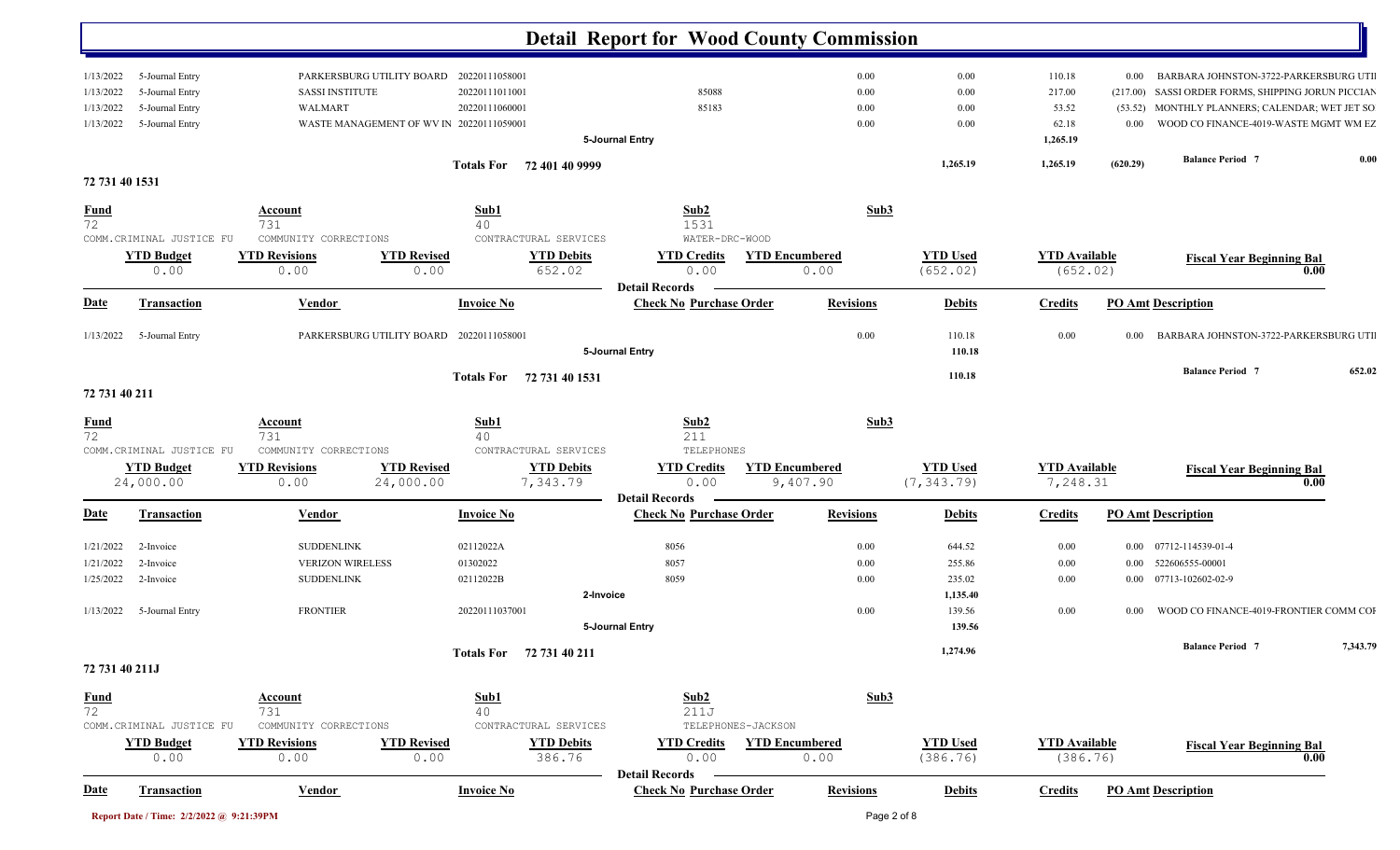# Detail Report for Wood County Commission

| Date | Transaction | Vendor | Invoice No | Check No | Purchase Order | Revisions | Debits | Credits | PO Amt | Description |
|---|---|---|---|---|---|---|---|---|---|---|
| 1/13/2022 | 5-Journal Entry | PARKERSBURG UTILITY BOARD | 20220111058001 | | | 0.00 | 0.00 | 110.18 | 0.00 | BARBARA JOHNSTON-3722-PARKERSBURG UTII |
| 1/13/2022 | 5-Journal Entry | SASSI INSTITUTE | 20220111011001 | 85088 | | 0.00 | 0.00 | 217.00 | (217.00) | SASSI ORDER FORMS, SHIPPING JORUN PICCIAN |
| 1/13/2022 | 5-Journal Entry | WALMART | 20220111060001 | 85183 | | 0.00 | 0.00 | 53.52 | (53.52) | MONTHLY PLANNERS; CALENDAR; WET JET SO |
| 1/13/2022 | 5-Journal Entry | WASTE MANAGEMENT OF WV IN | 20220111059001 | | | 0.00 | 0.00 | 62.18 | 0.00 | WOOD CO FINANCE-4019-WASTE MGMT WM EZ |
| | | | 5-Journal Entry | | | | | 1,265.19 | | |
| | | | Totals For 72 401 40 9999 | | | | 1,265.19 | 1,265.19 | (620.29) | Balance Period 7 0.00 |

## 72 731 40 1531

| Fund | Account | Sub1 | Sub2 | Sub3 |
|---|---|---|---|---|
| 72 | 731 | 40 | 1531 | |
| COMM.CRIMINAL JUSTICE FU | COMMUNITY CORRECTIONS | CONTRACTUAL SERVICES | WATER-DRC-WOOD | |

| YTD Budget | YTD Revisions | YTD Revised | YTD Debits | YTD Credits | YTD Encumbered | YTD Used | YTD Available | Fiscal Year Beginning Bal |
|---|---|---|---|---|---|---|---|---|
| 0.00 | 0.00 | 0.00 | 652.02 | 0.00 | 0.00 | (652.02) | (652.02) | 0.00 |

**Detail Records**

| Date | Transaction | Vendor | Invoice No | Check No | Purchase Order | Revisions | Debits | Credits | PO Amt | Description |
|---|---|---|---|---|---|---|---|---|---|---|
| 1/13/2022 | 5-Journal Entry | PARKERSBURG UTILITY BOARD | 20220111058001 | | | 0.00 | 110.18 | 0.00 | 0.00 | BARBARA JOHNSTON-3722-PARKERSBURG UTII |
| | | | 5-Journal Entry | | | | 110.18 | | | |
| | | | Totals For 72 731 40 1531 | | | | 110.18 | | | Balance Period 7 652.02 |

## 72 731 40 211

| Fund | Account | Sub1 | Sub2 | Sub3 |
|---|---|---|---|---|
| 72 | 731 | 40 | 211 | |
| COMM.CRIMINAL JUSTICE FU | COMMUNITY CORRECTIONS | CONTRACTUAL SERVICES | TELEPHONES | |

| YTD Budget | YTD Revisions | YTD Revised | YTD Debits | YTD Credits | YTD Encumbered | YTD Used | YTD Available | Fiscal Year Beginning Bal |
|---|---|---|---|---|---|---|---|---|
| 24,000.00 | 0.00 | 24,000.00 | 7,343.79 | 0.00 | 9,407.90 | (7,343.79) | 7,248.31 | 0.00 |

**Detail Records**

| Date | Transaction | Vendor | Invoice No | Check No | Purchase Order | Revisions | Debits | Credits | PO Amt | Description |
|---|---|---|---|---|---|---|---|---|---|---|
| 1/21/2022 | 2-Invoice | SUDDENLINK | 02112022A | 8056 | | 0.00 | 644.52 | 0.00 | 0.00 | 07712-114539-01-4 |
| 1/21/2022 | 2-Invoice | VERIZON WIRELESS | 01302022 | 8057 | | 0.00 | 255.86 | 0.00 | 0.00 | 522606555-00001 |
| 1/25/2022 | 2-Invoice | SUDDENLINK | 02112022B | 8059 | | 0.00 | 235.02 | 0.00 | 0.00 | 07713-102602-02-9 |
| | | | 2-Invoice | | | | 1,135.40 | | | |
| 1/13/2022 | 5-Journal Entry | FRONTIER | 20220111037001 | | | 0.00 | 139.56 | 0.00 | 0.00 | WOOD CO FINANCE-4019-FRONTIER COMM COF |
| | | | 5-Journal Entry | | | | 139.56 | | | |
| | | | Totals For 72 731 40 211 | | | | 1,274.96 | | | Balance Period 7 7,343.79 |

## 72 731 40 211J

| Fund | Account | Sub1 | Sub2 | Sub3 |
|---|---|---|---|---|
| 72 | 731 | 40 | 211J | |
| COMM.CRIMINAL JUSTICE FU | COMMUNITY CORRECTIONS | CONTRACTUAL SERVICES | TELEPHONES-JACKSON | |

| YTD Budget | YTD Revisions | YTD Revised | YTD Debits | YTD Credits | YTD Encumbered | YTD Used | YTD Available | Fiscal Year Beginning Bal |
|---|---|---|---|---|---|---|---|---|
| 0.00 | 0.00 | 0.00 | 386.76 | 0.00 | 0.00 | (386.76) | (386.76) | 0.00 |

**Detail Records**

| Date | Transaction | Vendor | Invoice No | Check No | Purchase Order | Revisions | Debits | Credits | PO Amt | Description |
|---|---|---|---|---|---|---|---|---|---|---|

Report Date / Time: 2/2/2022 @ 9:21:39PM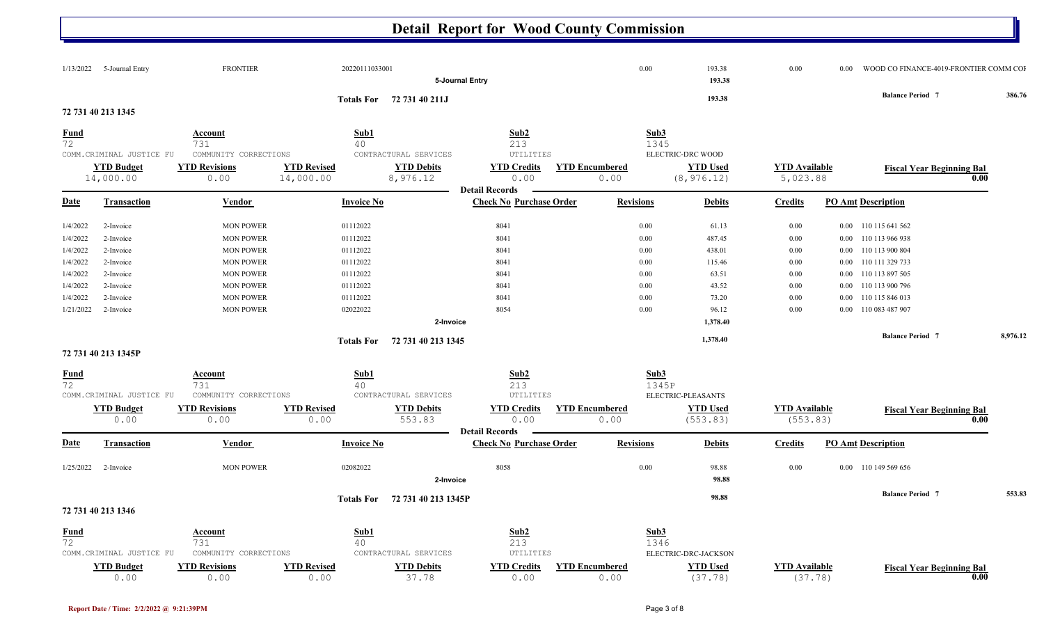# Detail Report for Wood County Commission

| Date | Transaction | Vendor | Invoice No | Check No | Purchase Order | Revisions | Debits | Credits | PO Amt | Description |
|---|---|---|---|---|---|---|---|---|---|---|
| 1/13/2022 | 5-Journal Entry | FRONTIER | 20220111033001 | | | 0.00 | 193.38 | 0.00 | 0.00 | WOOD CO FINANCE-4019-FRONTIER COMM COF |
| | | | 5-Journal Entry | | | | 193.38 | | | |

**Totals For 72 731 40 211J** 193.38 — **Balance Period 7** 386.76

### 72 731 40 213 1345

| Fund | Account | Sub1 | Sub2 | Sub3 |
|---|---|---|---|---|
| 72 | 731 | 40 | 213 | 1345 |
| COMM.CRIMINAL JUSTICE FU | COMMUNITY CORRECTIONS | CONTRACTURAL SERVICES | UTILITIES | ELECTRIC-DRC WOOD |

| YTD Budget | YTD Revisions | YTD Revised | YTD Debits | YTD Credits | YTD Encumbered | YTD Used | YTD Available | Fiscal Year Beginning Bal |
|---|---|---|---|---|---|---|---|---|
| 14,000.00 | 0.00 | 14,000.00 | 8,976.12 | 0.00 | 0.00 | (8,976.12) | 5,023.88 | 0.00 |

**Detail Records**

| Date | Transaction | Vendor | Invoice No | Check No | Purchase Order | Revisions | Debits | Credits | PO Amt | Description |
|---|---|---|---|---|---|---|---|---|---|---|
| 1/4/2022 | 2-Invoice | MON POWER | 01112022 | 8041 | | 0.00 | 61.13 | 0.00 | 0.00 | 110 115 641 562 |
| 1/4/2022 | 2-Invoice | MON POWER | 01112022 | 8041 | | 0.00 | 487.45 | 0.00 | 0.00 | 110 113 966 938 |
| 1/4/2022 | 2-Invoice | MON POWER | 01112022 | 8041 | | 0.00 | 438.01 | 0.00 | 0.00 | 110 113 900 804 |
| 1/4/2022 | 2-Invoice | MON POWER | 01112022 | 8041 | | 0.00 | 115.46 | 0.00 | 0.00 | 110 111 329 733 |
| 1/4/2022 | 2-Invoice | MON POWER | 01112022 | 8041 | | 0.00 | 63.51 | 0.00 | 0.00 | 110 113 897 505 |
| 1/4/2022 | 2-Invoice | MON POWER | 01112022 | 8041 | | 0.00 | 43.52 | 0.00 | 0.00 | 110 113 900 796 |
| 1/4/2022 | 2-Invoice | MON POWER | 01112022 | 8041 | | 0.00 | 73.20 | 0.00 | 0.00 | 110 115 846 013 |
| 1/21/2022 | 2-Invoice | MON POWER | 02022022 | 8054 | | 0.00 | 96.12 | 0.00 | 0.00 | 110 083 487 907 |
| | | | 2-Invoice | | | | 1,378.40 | | | |

**Totals For 72 731 40 213 1345** 1,378.40 — **Balance Period 7** 8,976.12

### 72 731 40 213 1345P

| Fund | Account | Sub1 | Sub2 | Sub3 |
|---|---|---|---|---|
| 72 | 731 | 40 | 213 | 1345P |
| COMM.CRIMINAL JUSTICE FU | COMMUNITY CORRECTIONS | CONTRACTURAL SERVICES | UTILITIES | ELECTRIC-PLEASANTS |

| YTD Budget | YTD Revisions | YTD Revised | YTD Debits | YTD Credits | YTD Encumbered | YTD Used | YTD Available | Fiscal Year Beginning Bal |
|---|---|---|---|---|---|---|---|---|
| 0.00 | 0.00 | 0.00 | 553.83 | 0.00 | 0.00 | (553.83) | (553.83) | 0.00 |

**Detail Records**

| Date | Transaction | Vendor | Invoice No | Check No | Purchase Order | Revisions | Debits | Credits | PO Amt | Description |
|---|---|---|---|---|---|---|---|---|---|---|
| 1/25/2022 | 2-Invoice | MON POWER | 02082022 | 8058 | | 0.00 | 98.88 | 0.00 | 0.00 | 110 149 569 656 |
| | | | 2-Invoice | | | | 98.88 | | | |

**Totals For 72 731 40 213 1345P** 98.88 — **Balance Period 7** 553.83

### 72 731 40 213 1346

| Fund | Account | Sub1 | Sub2 | Sub3 |
|---|---|---|---|---|
| 72 | 731 | 40 | 213 | 1346 |
| COMM.CRIMINAL JUSTICE FU | COMMUNITY CORRECTIONS | CONTRACTURAL SERVICES | UTILITIES | ELECTRIC-DRC-JACKSON |

| YTD Budget | YTD Revisions | YTD Revised | YTD Debits | YTD Credits | YTD Encumbered | YTD Used | YTD Available | Fiscal Year Beginning Bal |
|---|---|---|---|---|---|---|---|---|
| 0.00 | 0.00 | 0.00 | 37.78 | 0.00 | 0.00 | (37.78) | (37.78) | 0.00 |

Report Date / Time: 2/2/2022 @ 9:21:39PM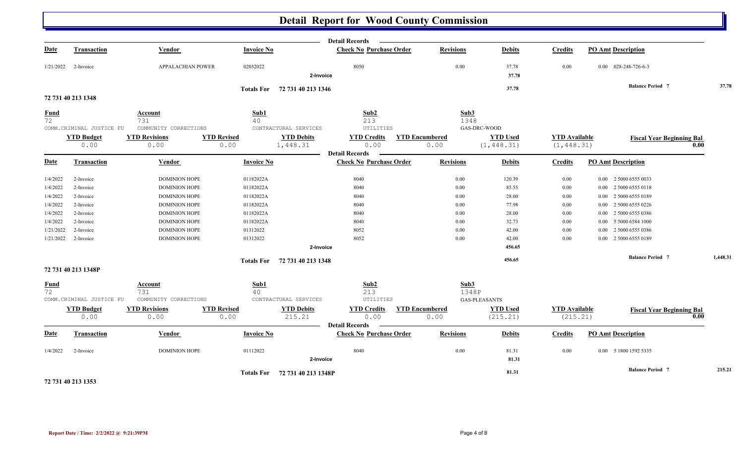# Detail Report for Wood County Commission

| Date | Transaction | Vendor | Invoice No | Check No | Purchase Order | Revisions | Debits | Credits | PO Amt | Description |
|---|---|---|---|---|---|---|---|---|---|---|
| 1/21/2022 | 2-Invoice | APPALACHIAN POWER | 02032022 | 8050 | | 0.00 | 37.78 | 0.00 | 0.00 | 028-248-726-6-3 |
| | | | 2-Invoice | | | | 37.78 | | | |

Totals For 72 731 40 213 1346 — 37.78 — Balance Period 7: 37.78

## 72 731 40 213 1348

| Fund | Account | Sub1 | Sub2 | Sub3 |
|---|---|---|---|---|
| 72 | 731 | 40 | 213 | 1348 |
| COMM.CRIMINAL JUSTICE FU | COMMUNITY CORRECTIONS | CONTRACTURAL SERVICES | UTILITIES | GAS-DRC-WOOD |

| YTD Budget | YTD Revisions | YTD Revised | YTD Debits | YTD Credits | YTD Encumbered | YTD Used | YTD Available | Fiscal Year Beginning Bal |
|---|---|---|---|---|---|---|---|---|
| 0.00 | 0.00 | 0.00 | 1,448.31 | 0.00 | 0.00 | (1,448.31) | (1,448.31) | 0.00 |

| Date | Transaction | Vendor | Invoice No | Check No | Purchase Order | Revisions | Debits | Credits | PO Amt | Description |
|---|---|---|---|---|---|---|---|---|---|---|
| 1/4/2022 | 2-Invoice | DOMINION HOPE | 01182022A | 8040 | | 0.00 | 120.39 | 0.00 | 0.00 | 2 5000 6555 0033 |
| 1/4/2022 | 2-Invoice | DOMINION HOPE | 01182022A | 8040 | | 0.00 | 85.55 | 0.00 | 0.00 | 2 5000 6555 0118 |
| 1/4/2022 | 2-Invoice | DOMINION HOPE | 01182022A | 8040 | | 0.00 | 28.00 | 0.00 | 0.00 | 2 5000 6555 0189 |
| 1/4/2022 | 2-Invoice | DOMINION HOPE | 01182022A | 8040 | | 0.00 | 77.98 | 0.00 | 0.00 | 2 5000 6555 0226 |
| 1/4/2022 | 2-Invoice | DOMINION HOPE | 01182022A | 8040 | | 0.00 | 28.00 | 0.00 | 0.00 | 2 5000 6555 0386 |
| 1/4/2022 | 2-Invoice | DOMINION HOPE | 01182022A | 8040 | | 0.00 | 32.73 | 0.00 | 0.00 | 5 5000 6584 1000 |
| 1/21/2022 | 2-Invoice | DOMINION HOPE | 01312022 | 8052 | | 0.00 | 42.00 | 0.00 | 0.00 | 2 5000 6555 0386 |
| 1/21/2022 | 2-Invoice | DOMINION HOPE | 01312022 | 8052 | | 0.00 | 42.00 | 0.00 | 0.00 | 2 5000 6555 0189 |
| | | | 2-Invoice | | | | 456.65 | | | |

Totals For 72 731 40 213 1348 — 456.65 — Balance Period 7: 1,448.31

## 72 731 40 213 1348P

| Fund | Account | Sub1 | Sub2 | Sub3 |
|---|---|---|---|---|
| 72 | 731 | 40 | 213 | 1348P |
| COMM.CRIMINAL JUSTICE FU | COMMUNITY CORRECTIONS | CONTRACTURAL SERVICES | UTILITIES | GAS-PLEASANTS |

| YTD Budget | YTD Revisions | YTD Revised | YTD Debits | YTD Credits | YTD Encumbered | YTD Used | YTD Available | Fiscal Year Beginning Bal |
|---|---|---|---|---|---|---|---|---|
| 0.00 | 0.00 | 0.00 | 215.21 | 0.00 | 0.00 | (215.21) | (215.21) | 0.00 |

| Date | Transaction | Vendor | Invoice No | Check No | Purchase Order | Revisions | Debits | Credits | PO Amt | Description |
|---|---|---|---|---|---|---|---|---|---|---|
| 1/4/2022 | 2-Invoice | DOMINION HOPE | 01112022 | 8040 | | 0.00 | 81.31 | 0.00 | 0.00 | 5 1800 1592 5335 |
| | | | 2-Invoice | | | | 81.31 | | | |

Totals For 72 731 40 213 1348P — 81.31 — Balance Period 7: 215.21

## 72 731 40 213 1353

Report Date / Time: 2/2/2022 @ 9:21:39PM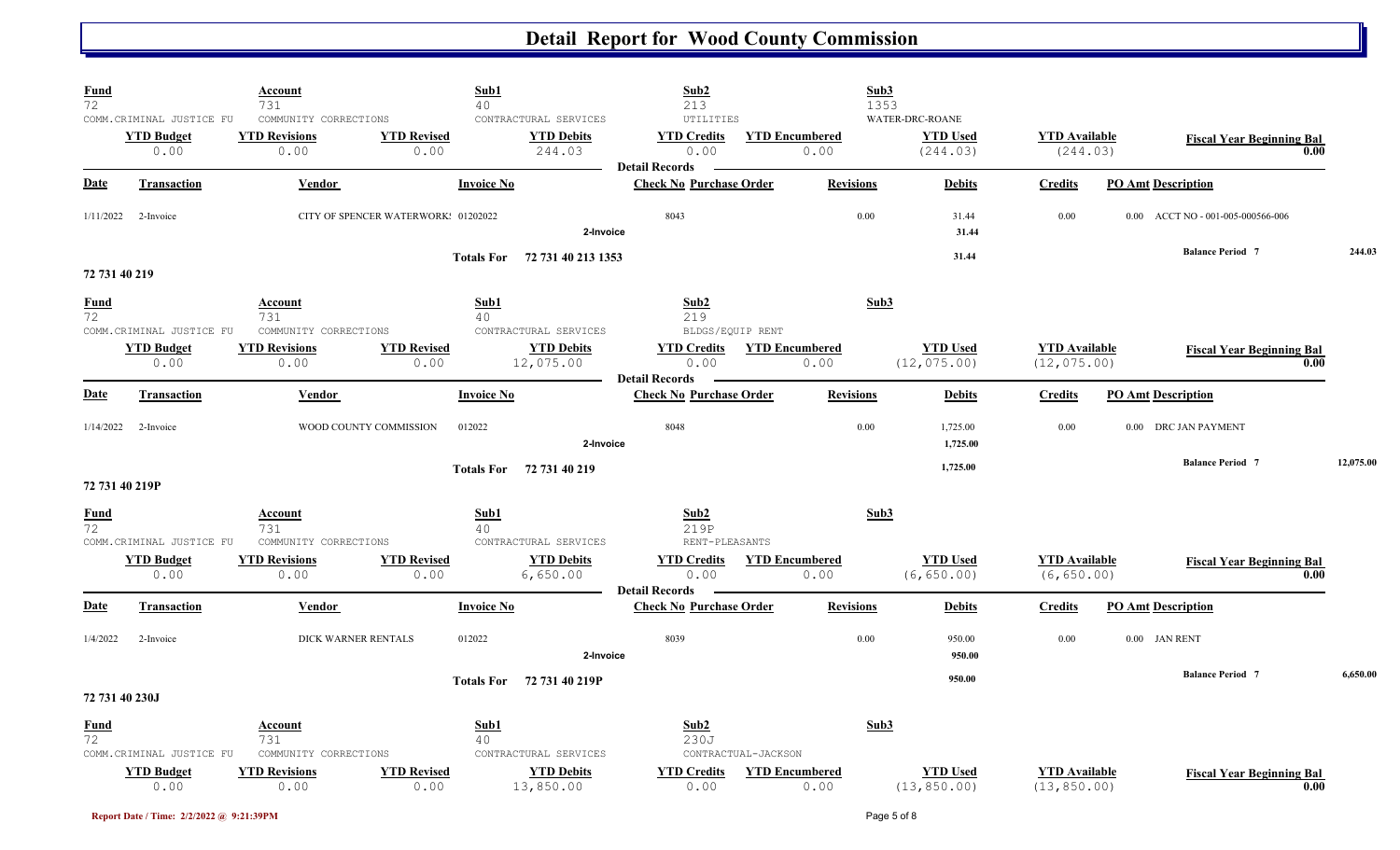# Detail Report for Wood County Commission

| Fund | Account | Sub1 | Sub2 | Sub3 |
|---|---|---|---|---|
| 72 | 731 | 40 | 213 | 1353 |
| COMM.CRIMINAL JUSTICE FU | COMMUNITY CORRECTIONS | CONTRACTUAL SERVICES | UTILITIES | WATER-DRC-ROANE |

| YTD Budget | YTD Revisions | YTD Revised | YTD Debits | YTD Credits | YTD Encumbered | YTD Used | YTD Available | Fiscal Year Beginning Bal |
|---|---|---|---|---|---|---|---|---|
| 0.00 | 0.00 | 0.00 | 244.03 | 0.00 | 0.00 | (244.03) | (244.03) | 0.00 |

**Detail Records**

| Date | Transaction | Vendor | Invoice No | Check No | Purchase Order | Revisions | Debits | Credits | PO Amt | Description |
|---|---|---|---|---|---|---|---|---|---|---|
| 1/11/2022 | 2-Invoice | CITY OF SPENCER WATERWORK! | 01202022 | 8043 | | 0.00 | 31.44 | 0.00 | 0.00 | ACCT NO - 001-005-000566-006 |
| | | | 2-Invoice | | | | 31.44 | | | |
| | | | Totals For 72 731 40 213 1353 | | | | 31.44 | | | Balance Period 7 244.03 |

**72 731 40 219**

| Fund | Account | Sub1 | Sub2 | Sub3 |
|---|---|---|---|---|
| 72 | 731 | 40 | 219 | |
| COMM.CRIMINAL JUSTICE FU | COMMUNITY CORRECTIONS | CONTRACTUAL SERVICES | BLDGS/EQUIP RENT | |

| YTD Budget | YTD Revisions | YTD Revised | YTD Debits | YTD Credits | YTD Encumbered | YTD Used | YTD Available | Fiscal Year Beginning Bal |
|---|---|---|---|---|---|---|---|---|
| 0.00 | 0.00 | 0.00 | 12,075.00 | 0.00 | 0.00 | (12,075.00) | (12,075.00) | 0.00 |

**Detail Records**

| Date | Transaction | Vendor | Invoice No | Check No | Purchase Order | Revisions | Debits | Credits | PO Amt | Description |
|---|---|---|---|---|---|---|---|---|---|---|
| 1/14/2022 | 2-Invoice | WOOD COUNTY COMMISSION | 012022 | 8048 | | 0.00 | 1,725.00 | 0.00 | 0.00 | DRC JAN PAYMENT |
| | | | 2-Invoice | | | | 1,725.00 | | | |
| | | | Totals For 72 731 40 219 | | | | 1,725.00 | | | Balance Period 7 12,075.00 |

**72 731 40 219P**

| Fund | Account | Sub1 | Sub2 | Sub3 |
|---|---|---|---|---|
| 72 | 731 | 40 | 219P | |
| COMM.CRIMINAL JUSTICE FU | COMMUNITY CORRECTIONS | CONTRACTUAL SERVICES | RENT-PLEASANTS | |

| YTD Budget | YTD Revisions | YTD Revised | YTD Debits | YTD Credits | YTD Encumbered | YTD Used | YTD Available | Fiscal Year Beginning Bal |
|---|---|---|---|---|---|---|---|---|
| 0.00 | 0.00 | 0.00 | 6,650.00 | 0.00 | 0.00 | (6,650.00) | (6,650.00) | 0.00 |

**Detail Records**

| Date | Transaction | Vendor | Invoice No | Check No | Purchase Order | Revisions | Debits | Credits | PO Amt | Description |
|---|---|---|---|---|---|---|---|---|---|---|
| 1/4/2022 | 2-Invoice | DICK WARNER RENTALS | 012022 | 8039 | | 0.00 | 950.00 | 0.00 | 0.00 | JAN RENT |
| | | | 2-Invoice | | | | 950.00 | | | |
| | | | Totals For 72 731 40 219P | | | | 950.00 | | | Balance Period 7 6,650.00 |

**72 731 40 230J**

| Fund | Account | Sub1 | Sub2 | Sub3 |
|---|---|---|---|---|
| 72 | 731 | 40 | 230J | |
| COMM.CRIMINAL JUSTICE FU | COMMUNITY CORRECTIONS | CONTRACTUAL SERVICES | CONTRACTUAL-JACKSON | |

| YTD Budget | YTD Revisions | YTD Revised | YTD Debits | YTD Credits | YTD Encumbered | YTD Used | YTD Available | Fiscal Year Beginning Bal |
|---|---|---|---|---|---|---|---|---|
| 0.00 | 0.00 | 0.00 | 13,850.00 | 0.00 | 0.00 | (13,850.00) | (13,850.00) | 0.00 |

Report Date / Time: 2/2/2022 @ 9:21:39PM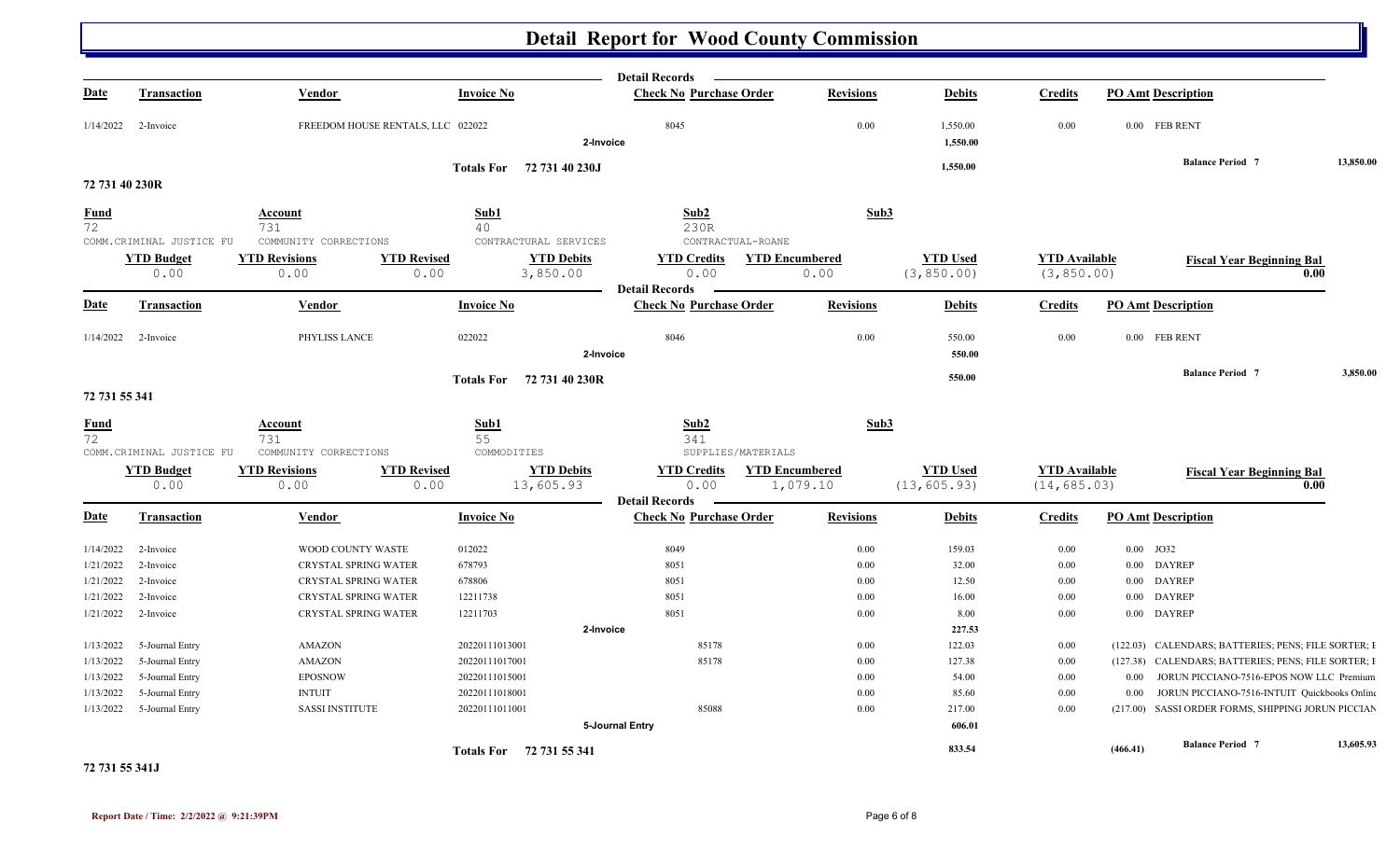# Detail Report for Wood County Commission

**Detail Records**

| Date | Transaction | Vendor | Invoice No | Check No | Purchase Order | Revisions | Debits | Credits | PO Amt | Description |
|---|---|---|---|---|---|---|---|---|---|---|
| 1/14/2022 | 2-Invoice | FREEDOM HOUSE RENTALS, LLC | 022022 | 8045 | | 0.00 | 1,550.00 | 0.00 | 0.00 | FEB RENT |
| | | | | 2-Invoice | | | 1,550.00 | | | |
| | | | Totals For 72 731 40 230J | | | | 1,550.00 | | | Balance Period 7 13,850.00 |

## 72 731 40 230R

| Fund | Account | Sub1 | Sub2 | Sub3 |
|---|---|---|---|---|
| 72 COMM.CRIMINAL JUSTICE FU | 731 COMMUNITY CORRECTIONS | 40 CONTRACTURAL SERVICES | 230R CONTRACTUAL-ROANE | |

| YTD Budget | YTD Revisions | YTD Revised | YTD Debits | YTD Credits | YTD Encumbered | YTD Used | YTD Available | Fiscal Year Beginning Bal |
|---|---|---|---|---|---|---|---|---|
| 0.00 | 0.00 | 0.00 | 3,850.00 | 0.00 | 0.00 | (3,850.00) | (3,850.00) | 0.00 |

**Detail Records**

| Date | Transaction | Vendor | Invoice No | Check No | Purchase Order | Revisions | Debits | Credits | PO Amt | Description |
|---|---|---|---|---|---|---|---|---|---|---|
| 1/14/2022 | 2-Invoice | PHYLISS LANCE | 022022 | 8046 | | 0.00 | 550.00 | 0.00 | 0.00 | FEB RENT |
| | | | | 2-Invoice | | | 550.00 | | | |
| | | | Totals For 72 731 40 230R | | | | 550.00 | | | Balance Period 7 3,850.00 |

## 72 731 55 341

| Fund | Account | Sub1 | Sub2 | Sub3 |
|---|---|---|---|---|
| 72 COMM.CRIMINAL JUSTICE FU | 731 COMMUNITY CORRECTIONS | 55 COMMODITIES | 341 SUPPLIES/MATERIALS | |

| YTD Budget | YTD Revisions | YTD Revised | YTD Debits | YTD Credits | YTD Encumbered | YTD Used | YTD Available | Fiscal Year Beginning Bal |
|---|---|---|---|---|---|---|---|---|
| 0.00 | 0.00 | 0.00 | 13,605.93 | 0.00 | 1,079.10 | (13,605.93) | (14,685.03) | 0.00 |

**Detail Records**

| Date | Transaction | Vendor | Invoice No | Check No | Purchase Order | Revisions | Debits | Credits | PO Amt | Description |
|---|---|---|---|---|---|---|---|---|---|---|
| 1/14/2022 | 2-Invoice | WOOD COUNTY WASTE | 012022 | 8049 | | 0.00 | 159.03 | 0.00 | 0.00 | JO32 |
| 1/21/2022 | 2-Invoice | CRYSTAL SPRING WATER | 678793 | 8051 | | 0.00 | 32.00 | 0.00 | 0.00 | DAYREP |
| 1/21/2022 | 2-Invoice | CRYSTAL SPRING WATER | 678806 | 8051 | | 0.00 | 12.50 | 0.00 | 0.00 | DAYREP |
| 1/21/2022 | 2-Invoice | CRYSTAL SPRING WATER | 12211738 | 8051 | | 0.00 | 16.00 | 0.00 | 0.00 | DAYREP |
| 1/21/2022 | 2-Invoice | CRYSTAL SPRING WATER | 12211703 | 8051 | | 0.00 | 8.00 | 0.00 | 0.00 | DAYREP |
| | | | | 2-Invoice | | | 227.53 | | | |
| 1/13/2022 | 5-Journal Entry | AMAZON | 20220111013001 | | 85178 | 0.00 | 122.03 | 0.00 | (122.03) | CALENDARS; BATTERIES; PENS; FILE SORTER; I |
| 1/13/2022 | 5-Journal Entry | AMAZON | 20220111017001 | | 85178 | 0.00 | 127.38 | 0.00 | (127.38) | CALENDARS; BATTERIES; PENS; FILE SORTER; I |
| 1/13/2022 | 5-Journal Entry | EPOSNOW | 20220111015001 | | | 0.00 | 54.00 | 0.00 | 0.00 | JORUN PICCIANO-7516-EPOS NOW LLC Premium |
| 1/13/2022 | 5-Journal Entry | INTUIT | 20220111018001 | | | 0.00 | 85.60 | 0.00 | 0.00 | JORUN PICCIANO-7516-INTUIT Quickbooks Online |
| 1/13/2022 | 5-Journal Entry | SASSI INSTITUTE | 20220111011001 | | 85088 | 0.00 | 217.00 | 0.00 | (217.00) | SASSI ORDER FORMS, SHIPPING JORUN PICCIAN |
| | | | | 5-Journal Entry | | | 606.01 | | | |
| | | | Totals For 72 731 55 341 | | | | 833.54 | | (466.41) | Balance Period 7 13,605.93 |

## 72 731 55 341J

Report Date / Time: 2/2/2022 @ 9:21:39PM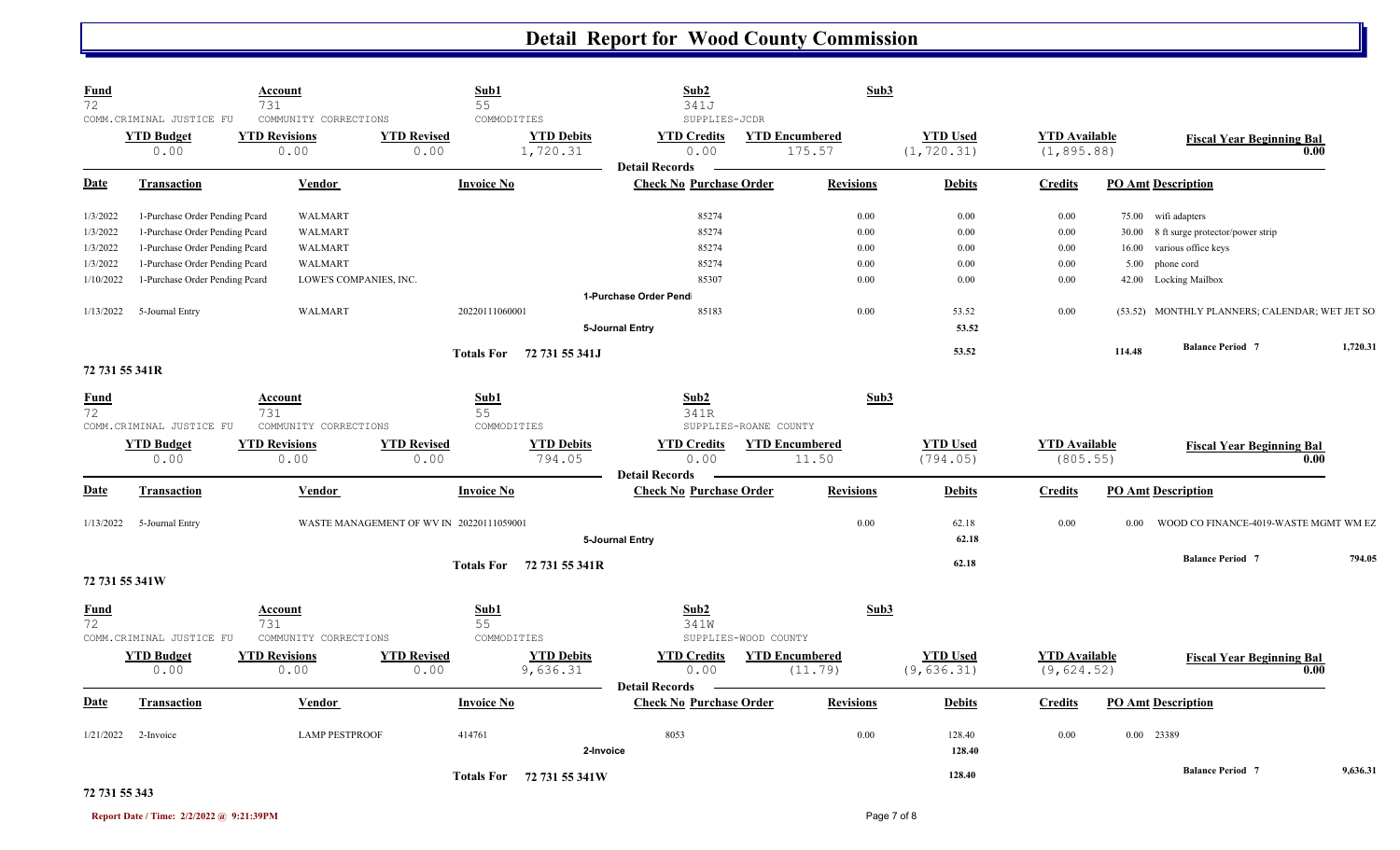# Detail Report for Wood County Commission

| Fund | Account | Sub1 | Sub2 | Sub3 |
|---|---|---|---|---|
| 72 | 731 | 55 | 341J | |
| COMM.CRIMINAL JUSTICE FU | COMMUNITY CORRECTIONS | COMMODITIES | SUPPLIES-JCDR | |

| YTD Budget | YTD Revisions | YTD Revised | YTD Debits | YTD Credits | YTD Encumbered | YTD Used | YTD Available | Fiscal Year Beginning Bal |
|---|---|---|---|---|---|---|---|---|
| 0.00 | 0.00 | 0.00 | 1,720.31 | 0.00 | 175.57 | (1,720.31) | (1,895.88) | 0.00 |

**Detail Records**

| Date | Transaction | Vendor | Invoice No | Check No | Purchase Order | Revisions | Debits | Credits | PO Amt | Description |
|---|---|---|---|---|---|---|---|---|---|---|
| 1/3/2022 | 1-Purchase Order Pending Pcard | WALMART | | | 85274 | 0.00 | 0.00 | 0.00 | 75.00 | wifi adapters |
| 1/3/2022 | 1-Purchase Order Pending Pcard | WALMART | | | 85274 | 0.00 | 0.00 | 0.00 | 30.00 | 8 ft surge protector/power strip |
| 1/3/2022 | 1-Purchase Order Pending Pcard | WALMART | | | 85274 | 0.00 | 0.00 | 0.00 | 16.00 | various office keys |
| 1/3/2022 | 1-Purchase Order Pending Pcard | WALMART | | | 85274 | 0.00 | 0.00 | 0.00 | 5.00 | phone cord |
| 1/10/2022 | 1-Purchase Order Pending Pcard | LOWE'S COMPANIES, INC. | | | 85307 | 0.00 | 0.00 | 0.00 | 42.00 | Locking Mailbox |
| | | | | 1-Purchase Order Pendi | | | | | | |
| 1/13/2022 | 5-Journal Entry | WALMART | 20220111060001 | | 85183 | 0.00 | 53.52 | 0.00 | (53.52) | MONTHLY PLANNERS; CALENDAR; WET JET SO |
| | | | | 5-Journal Entry | | | 53.52 | | | |
| | | | Totals For 72 731 55 341J | | | | 53.52 | | 114.48 | Balance Period 7 1,720.31 |

## 72 731 55 341R

| Fund | Account | Sub1 | Sub2 | Sub3 |
|---|---|---|---|---|
| 72 | 731 | 55 | 341R | |
| COMM.CRIMINAL JUSTICE FU | COMMUNITY CORRECTIONS | COMMODITIES | SUPPLIES-ROANE COUNTY | |

| YTD Budget | YTD Revisions | YTD Revised | YTD Debits | YTD Credits | YTD Encumbered | YTD Used | YTD Available | Fiscal Year Beginning Bal |
|---|---|---|---|---|---|---|---|---|
| 0.00 | 0.00 | 0.00 | 794.05 | 0.00 | 11.50 | (794.05) | (805.55) | 0.00 |

**Detail Records**

| Date | Transaction | Vendor | Invoice No | Check No | Purchase Order | Revisions | Debits | Credits | PO Amt | Description |
|---|---|---|---|---|---|---|---|---|---|---|
| 1/13/2022 | 5-Journal Entry | WASTE MANAGEMENT OF WV IN | 20220111059001 | | | 0.00 | 62.18 | 0.00 | 0.00 | WOOD CO FINANCE-4019-WASTE MGMT WM EZ |
| | | | | 5-Journal Entry | | | 62.18 | | | |
| | | | Totals For 72 731 55 341R | | | | 62.18 | | | Balance Period 7 794.05 |

## 72 731 55 341W

| Fund | Account | Sub1 | Sub2 | Sub3 |
|---|---|---|---|---|
| 72 | 731 | 55 | 341W | |
| COMM.CRIMINAL JUSTICE FU | COMMUNITY CORRECTIONS | COMMODITIES | SUPPLIES-WOOD COUNTY | |

| YTD Budget | YTD Revisions | YTD Revised | YTD Debits | YTD Credits | YTD Encumbered | YTD Used | YTD Available | Fiscal Year Beginning Bal |
|---|---|---|---|---|---|---|---|---|
| 0.00 | 0.00 | 0.00 | 9,636.31 | 0.00 | (11.79) | (9,636.31) | (9,624.52) | 0.00 |

**Detail Records**

| Date | Transaction | Vendor | Invoice No | Check No | Purchase Order | Revisions | Debits | Credits | PO Amt | Description |
|---|---|---|---|---|---|---|---|---|---|---|
| 1/21/2022 | 2-Invoice | LAMP PESTPROOF | 414761 | 8053 | | 0.00 | 128.40 | 0.00 | 0.00 | 23389 |
| | | | | 2-Invoice | | | 128.40 | | | |
| | | | Totals For 72 731 55 341W | | | | 128.40 | | | Balance Period 7 9,636.31 |

## 72 731 55 343

Report Date / Time: 2/2/2022 @ 9:21:39PM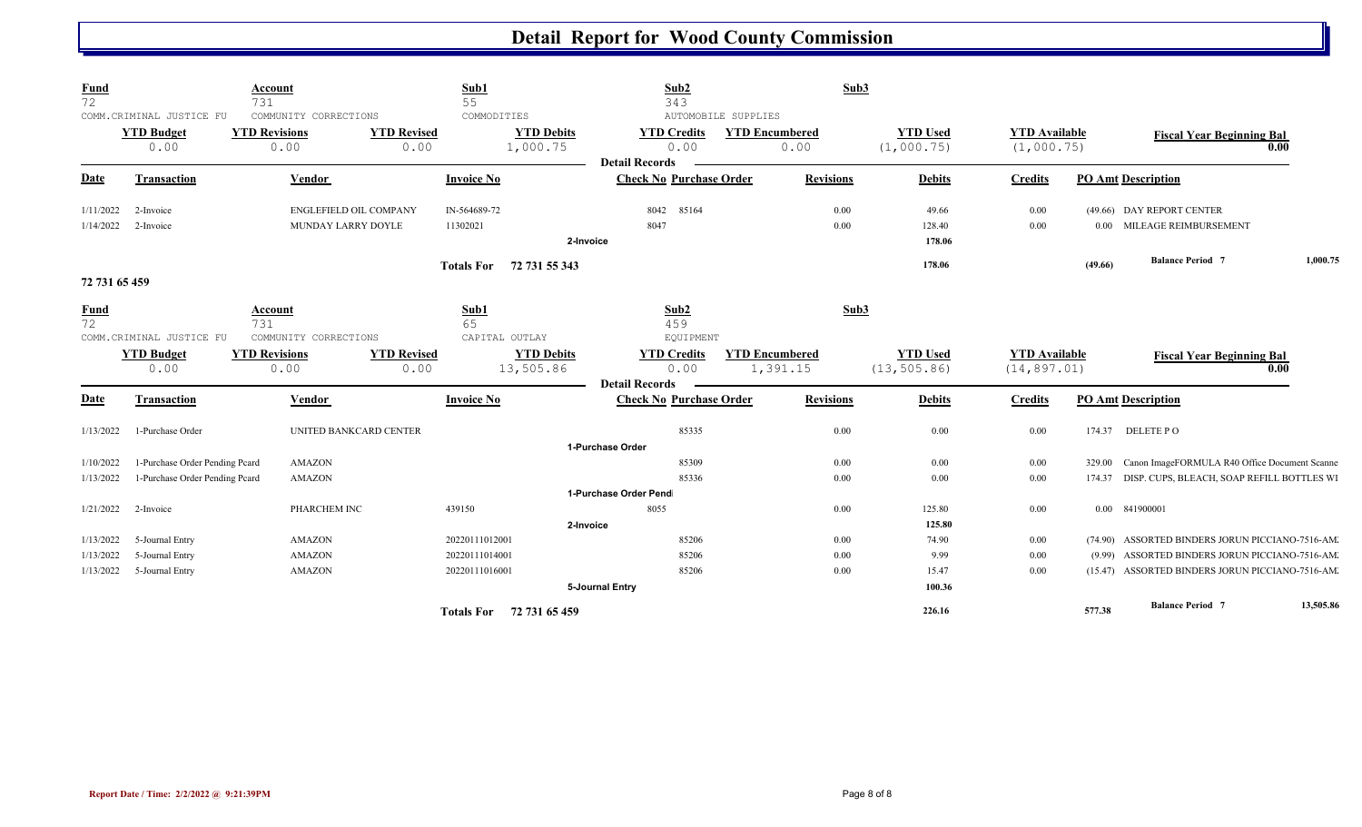# Detail Report for Wood County Commission

| Fund | Account | Sub1 | Sub2 | Sub3 |
|---|---|---|---|---|
| 72 | 731 | 55 | 343 | |
| COMM.CRIMINAL JUSTICE FU | COMMUNITY CORRECTIONS | COMMODITIES | AUTOMOBILE SUPPLIES | |

| YTD Budget | YTD Revisions | YTD Revised | YTD Debits | YTD Credits | YTD Encumbered | YTD Used | YTD Available | Fiscal Year Beginning Bal |
|---|---|---|---|---|---|---|---|---|
| 0.00 | 0.00 | 0.00 | 1,000.75 | 0.00 | 0.00 | (1,000.75) | (1,000.75) | 0.00 |

**Detail Records**

| Date | Transaction | Vendor | Invoice No | Check No | Purchase Order | Revisions | Debits | Credits | PO Amt | Description |
|---|---|---|---|---|---|---|---|---|---|---|
| 1/11/2022 | 2-Invoice | ENGLEFIELD OIL COMPANY | IN-564689-72 | 8042 | 85164 | 0.00 | 49.66 | 0.00 | (49.66) | DAY REPORT CENTER |
| 1/14/2022 | 2-Invoice | MUNDAY LARRY DOYLE | 11302021 | 8047 | | 0.00 | 128.40 | 0.00 | 0.00 | MILEAGE REIMBURSEMENT |
| | | | | 2-Invoice | | | 178.06 | | | |
| | | | Totals For 72 731 55 343 | | | | 178.06 | | (49.66) | Balance Period 7 1,000.75 |

**72 731 65 459**

| Fund | Account | Sub1 | Sub2 | Sub3 |
|---|---|---|---|---|
| 72 | 731 | 65 | 459 | |
| COMM.CRIMINAL JUSTICE FU | COMMUNITY CORRECTIONS | CAPITAL OUTLAY | EQUIPMENT | |

| YTD Budget | YTD Revisions | YTD Revised | YTD Debits | YTD Credits | YTD Encumbered | YTD Used | YTD Available | Fiscal Year Beginning Bal |
|---|---|---|---|---|---|---|---|---|
| 0.00 | 0.00 | 0.00 | 13,505.86 | 0.00 | 1,391.15 | (13,505.86) | (14,897.01) | 0.00 |

**Detail Records**

| Date | Transaction | Vendor | Invoice No | Check No | Purchase Order | Revisions | Debits | Credits | PO Amt | Description |
|---|---|---|---|---|---|---|---|---|---|---|
| 1/13/2022 | 1-Purchase Order | UNITED BANKCARD CENTER | | | 85335 | 0.00 | 0.00 | 0.00 | 174.37 | DELETE P O |
| | | | | 1-Purchase Order | | | | | | |
| 1/10/2022 | 1-Purchase Order Pending Pcard | AMAZON | | | 85309 | 0.00 | 0.00 | 0.00 | 329.00 | Canon ImageFORMULA R40 Office Document Scanne |
| 1/13/2022 | 1-Purchase Order Pending Pcard | AMAZON | | | 85336 | 0.00 | 0.00 | 0.00 | 174.37 | DISP. CUPS, BLEACH, SOAP REFILL BOTTLES WI |
| | | | | 1-Purchase Order Pend | | | | | | |
| 1/21/2022 | 2-Invoice | PHARCHEM INC | 439150 | 8055 | | 0.00 | 125.80 | 0.00 | 0.00 | 841900001 |
| | | | | 2-Invoice | | | 125.80 | | | |
| 1/13/2022 | 5-Journal Entry | AMAZON | 20220111012001 | | 85206 | 0.00 | 74.90 | 0.00 | (74.90) | ASSORTED BINDERS JORUN PICCIANO-7516-AM |
| 1/13/2022 | 5-Journal Entry | AMAZON | 20220111014001 | | 85206 | 0.00 | 9.99 | 0.00 | (9.99) | ASSORTED BINDERS JORUN PICCIANO-7516-AM |
| 1/13/2022 | 5-Journal Entry | AMAZON | 20220111016001 | | 85206 | 0.00 | 15.47 | 0.00 | (15.47) | ASSORTED BINDERS JORUN PICCIANO-7516-AM |
| | | | | 5-Journal Entry | | | 100.36 | | | |
| | | | Totals For 72 731 65 459 | | | | 226.16 | | 577.38 | Balance Period 7 13,505.86 |

Report Date / Time: 2/2/2022 @ 9:21:39PM